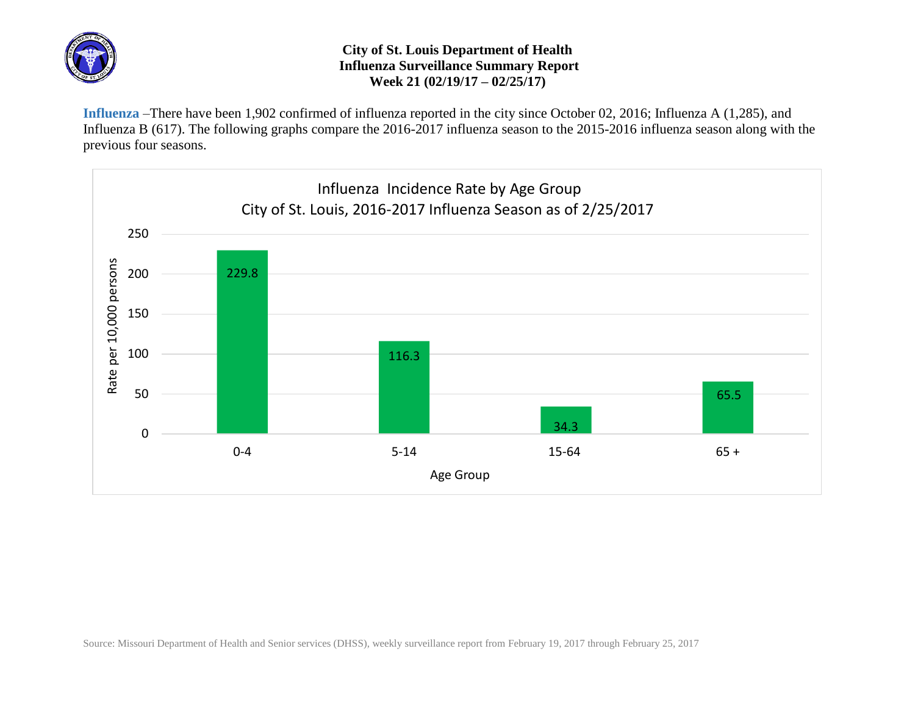# City of St. Louis Department of Health
## Influenza Surveillance Summary Report
### Week 21 (02/19/17 – 02/25/17)

**Influenza** –There have been 1,902 confirmed of influenza reported in the city since October 02, 2016; Influenza A (1,285), and Influenza B (617). The following graphs compare the 2016-2017 influenza season to the 2015-2016 influenza season along with the previous four seasons.

**Influenza Incidence Rate by Age Group**
**City of St. Louis, 2016-2017 Influenza Season as of 2/25/2017**

| Age Group | Rate per 10,000 persons |
|---|---|
| 0-4 | 229.8 |
| 5-14 | 116.3 |
| 15-64 | 34.3 |
| 65 + | 65.5 |

Source: Missouri Department of Health and Senior services (DHSS), weekly surveillance report from February 19, 2017 through February 25, 2017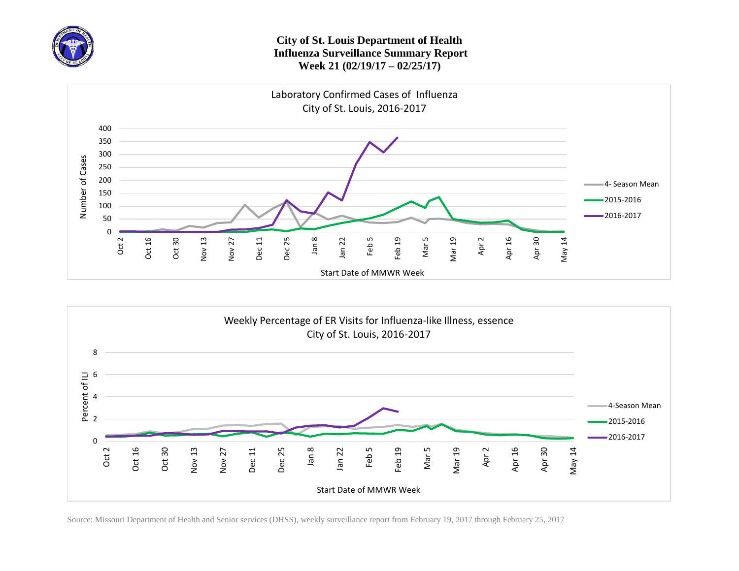# City of St. Louis Department of Health
## Influenza Surveillance Summary Report
## Week 21 (02/19/17 – 02/25/17)

Laboratory Confirmed Cases of Influenza
City of St. Louis, 2016-2017

Number of Cases

400
350
300
250
200
150
100
50
0

Oct 2
Oct 16
Oct 30
Nov 13
Nov 27
Dec 11
Dec 25
Jan 8
Jan 22
Feb 5
Feb 19
Mar 5
Mar 19
Apr 2
Apr 16
Apr 30
May 14

Start Date of MMWR Week

4- Season Mean
2015-2016
2016-2017

Weekly Percentage of ER Visits for Influenza-like Illness, essence
City of St. Louis, 2016-2017

Percent of ILI

8
6
4
2
0

Oct 2
Oct 16
Oct 30
Nov 13
Nov 27
Dec 11
Dec 25
Jan 8
Jan 22
Feb 5
Feb 19
Mar 5
Mar 19
Apr 2
Apr 16
Apr 30
May 14

Start Date of MMWR Week

4-Season Mean
2015-2016
2016-2017

Source: Missouri Department of Health and Senior services (DHSS), weekly surveillance report from February 19, 2017 through February 25, 2017